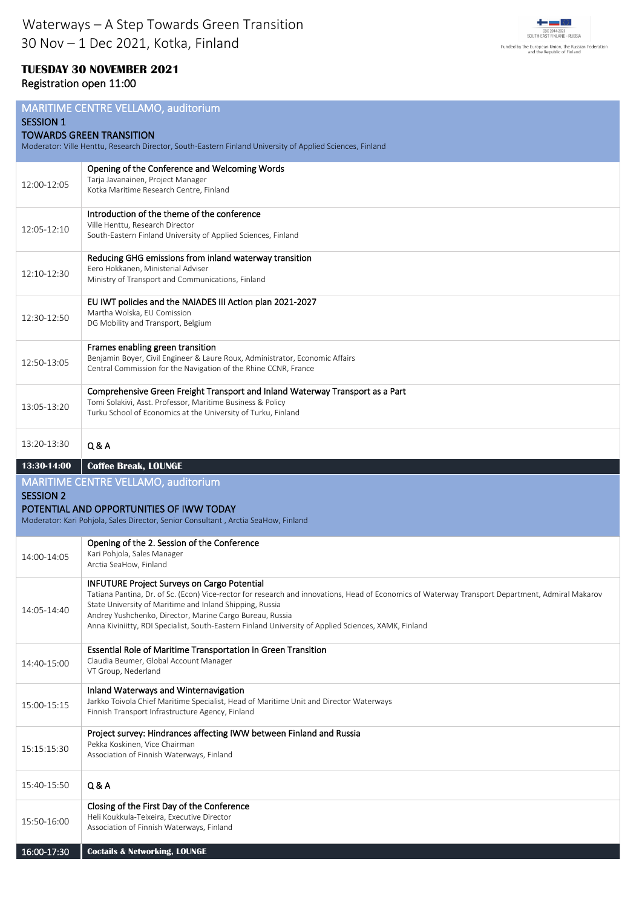# Waterways – A Step Towards Green Transition

30 Nov – 1 Dec 2021, Kotka, Finland

CBC 2014-2020 SOUTH-EAST FINLAND - RUSSIA

Funded by the European Union, the Russian Federation and the Republic of Finland

## TUESDAY 30 NOVEMBER 2021

Registration open 11:00

### MARITIME CENTRE VELLAMO, auditorium
### SESSION 1
### TOWARDS GREEN TRANSITION

Moderator: Ville Henttu, Research Director, South-Eastern Finland University of Applied Sciences, Finland

| Time | Programme |
|---|---|
| 12:00-12:05 | **Opening of the Conference and Welcoming Words**<br>Tarja Javanainen, Project Manager<br>Kotka Maritime Research Centre, Finland |
| 12:05-12:10 | **Introduction of the theme of the conference**<br>Ville Henttu, Research Director<br>South-Eastern Finland University of Applied Sciences, Finland |
| 12:10-12:30 | **Reducing GHG emissions from inland waterway transition**<br>Eero Hokkanen, Ministerial Adviser<br>Ministry of Transport and Communications, Finland |
| 12:30-12:50 | **EU IWT policies and the NAIADES III Action plan 2021-2027**<br>Martha Wolska, EU Comission<br>DG Mobility and Transport, Belgium |
| 12:50-13:05 | **Frames enabling green transition**<br>Benjamin Boyer, Civil Engineer & Laure Roux, Administrator, Economic Affairs<br>Central Commission for the Navigation of the Rhine CCNR, France |
| 13:05-13:20 | **Comprehensive Green Freight Transport and Inland Waterway Transport as a Part**<br>Tomi Solakivi, Asst. Professor, Maritime Business & Policy<br>Turku School of Economics at the University of Turku, Finland |
| 13:20-13:30 | **Q & A** |
| **13:30-14:00** | **Coffee Break, LOUNGE** |

### MARITIME CENTRE VELLAMO, auditorium
### SESSION 2
### POTENTIAL AND OPPORTUNITIES OF IWW TODAY

Moderator: Kari Pohjola, Sales Director, Senior Consultant , Arctia SeaHow, Finland

| Time | Programme |
|---|---|
| 14:00-14:05 | **Opening of the 2. Session of the Conference**<br>Kari Pohjola, Sales Manager<br>Arctia SeaHow, Finland |
| 14:05-14:40 | **INFUTURE Project Surveys on Cargo Potential**<br>Tatiana Pantina, Dr. of Sc. (Econ) Vice-rector for research and innovations, Head of Economics of Waterway Transport Department, Admiral Makarov State University of Maritime and Inland Shipping, Russia<br>Andrey Yushchenko, Director, Marine Cargo Bureau, Russia<br>Anna Kiviniitty, RDI Specialist, South-Eastern Finland University of Applied Sciences, XAMK, Finland |
| 14:40-15:00 | **Essential Role of Maritime Transportation in Green Transition**<br>Claudia Beumer, Global Account Manager<br>VT Group, Nederland |
| 15:00-15:15 | **Inland Waterways and Winternavigation**<br>Jarkko Toivola Chief Maritime Specialist, Head of Maritime Unit and Director Waterways<br>Finnish Transport Infrastructure Agency, Finland |
| 15:15:15:30 | **Project survey: Hindrances affecting IWW between Finland and Russia**<br>Pekka Koskinen, Vice Chairman<br>Association of Finnish Waterways, Finland |
| 15:40-15:50 | **Q & A** |
| 15:50-16:00 | **Closing of the First Day of the Conference**<br>Heli Koukkula-Teixeira, Executive Director<br>Association of Finnish Waterways, Finland |
| 16:00-17:30 | **Coctails & Networking, LOUNGE** |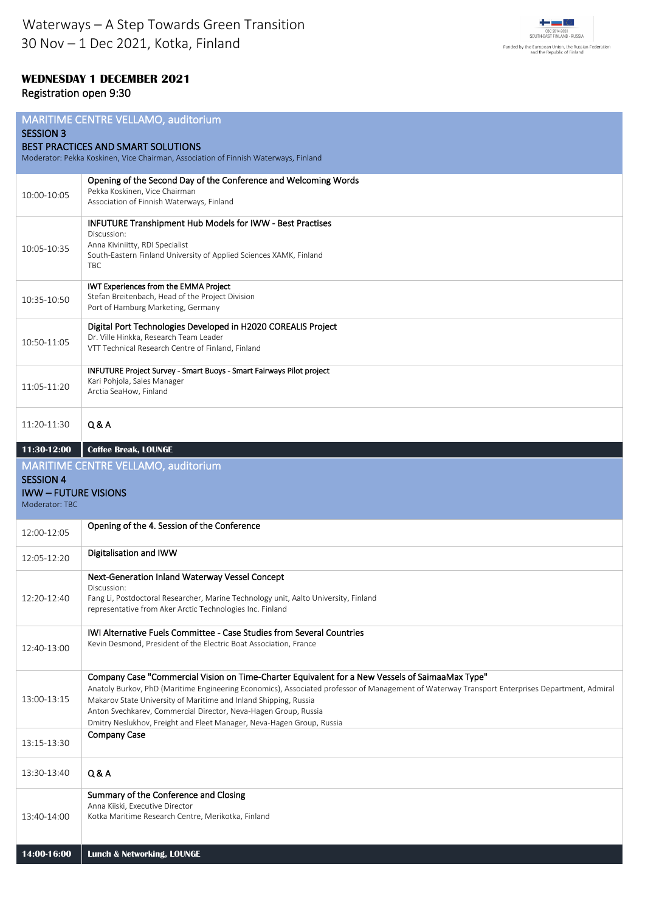Waterways – A Step Towards Green Transition
30 Nov – 1 Dec 2021, Kotka, Finland

CBC 2014-2020 SOUTH-EAST FINLAND - RUSSIA
Funded by the European Union, the Russian Federation and the Republic of Finland

**WEDNESDAY 1 DECEMBER 2021**
Registration open 9:30

## MARITIME CENTRE VELLAMO, auditorium
### SESSION 3
### BEST PRACTICES AND SMART SOLUTIONS
Moderator: Pekka Koskinen, Vice Chairman, Association of Finnish Waterways, Finland

| Time | Programme |
|---|---|
| 10:00-10:05 | Opening of the Second Day of the Conference and Welcoming Words<br>Pekka Koskinen, Vice Chairman<br>Association of Finnish Waterways, Finland |
| 10:05-10:35 | INFUTURE Transhipment Hub Models for IWW - Best Practises<br>Discussion:<br>Anna Kiviniitty, RDI Specialist<br>South-Eastern Finland University of Applied Sciences XAMK, Finland<br>TBC |
| 10:35-10:50 | IWT Experiences from the EMMA Project<br>Stefan Breitenbach, Head of the Project Division<br>Port of Hamburg Marketing, Germany |
| 10:50-11:05 | Digital Port Technologies Developed in H2020 COREALIS Project<br>Dr. Ville Hinkka, Research Team Leader<br>VTT Technical Research Centre of Finland, Finland |
| 11:05-11:20 | INFUTURE Project Survey - Smart Buoys - Smart Fairways Pilot project<br>Kari Pohjola, Sales Manager<br>Arctia SeaHow, Finland |
| 11:20-11:30 | Q & A |
| **11:30-12:00** | **Coffee Break, LOUNGE** |

## MARITIME CENTRE VELLAMO, auditorium
### SESSION 4
### IWW – FUTURE VISIONS
Moderator: TBC

| Time | Programme |
|---|---|
| 12:00-12:05 | Opening of the 4. Session of the Conference |
| 12:05-12:20 | Digitalisation and IWW |
| 12:20-12:40 | Next-Generation Inland Waterway Vessel Concept<br>Discussion:<br>Fang Li, Postdoctoral Researcher, Marine Technology unit, Aalto University, Finland<br>representative from Aker Arctic Technologies Inc. Finland |
| 12:40-13:00 | IWI Alternative Fuels Committee - Case Studies from Several Countries<br>Kevin Desmond, President of the Electric Boat Association, France |
| 13:00-13:15 | Company Case "Commercial Vision on Time-Charter Equivalent for a New Vessels of SaimaaMax Type"<br>Anatoly Burkov, PhD (Maritime Engineering Economics), Associated professor of Management of Waterway Transport Enterprises Department, Admiral Makarov State University of Maritime and Inland Shipping, Russia<br>Anton Svechkarev, Commercial Director, Neva-Hagen Group, Russia<br>Dmitry Neslukhov, Freight and Fleet Manager, Neva-Hagen Group, Russia |
| 13:15-13:30 | Company Case |
| 13:30-13:40 | Q & A |
| 13:40-14:00 | Summary of the Conference and Closing<br>Anna Kiiski, Executive Director<br>Kotka Maritime Research Centre, Merikotka, Finland |
| **14:00-16:00** | **Lunch & Networking, LOUNGE** |